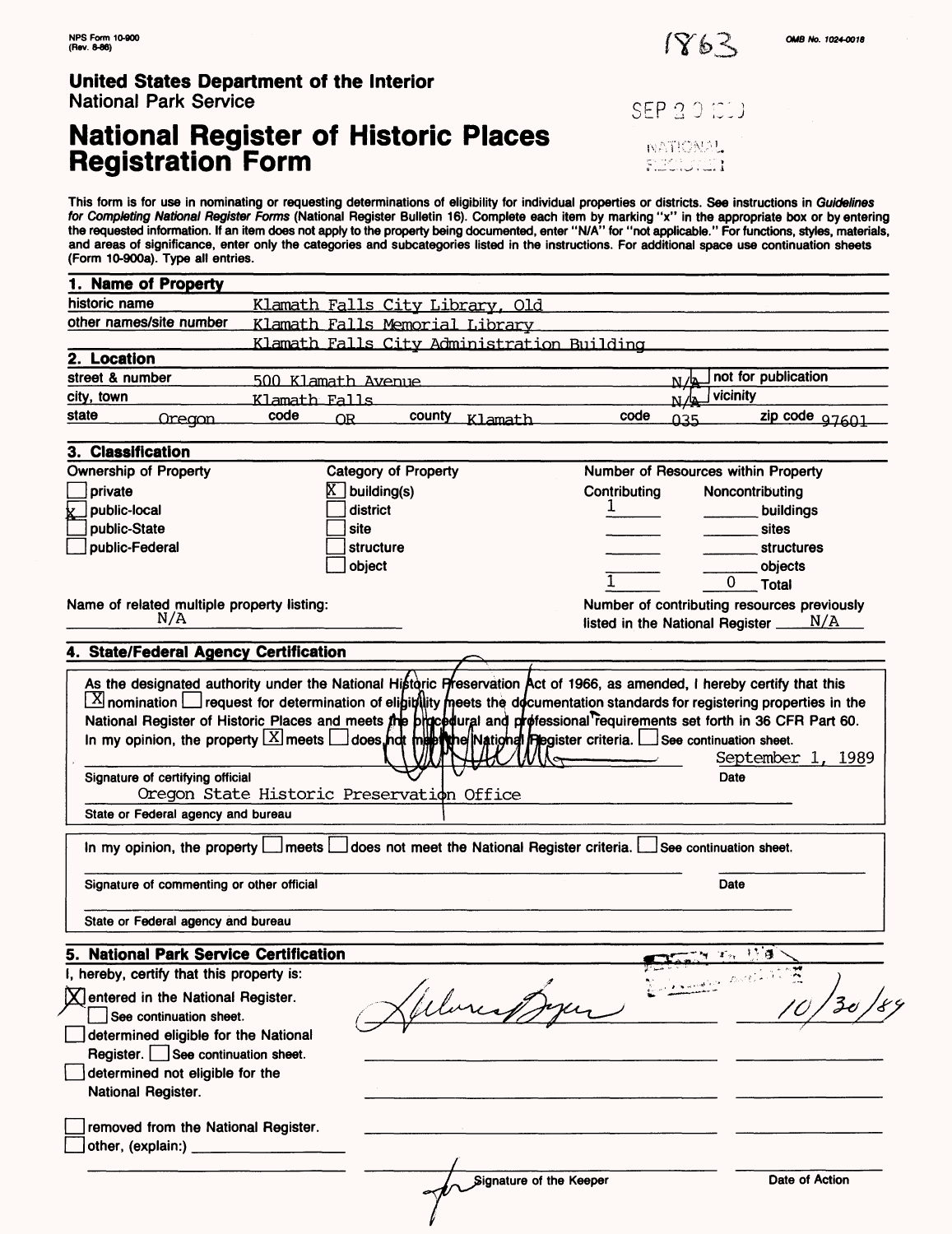NPS Form 10-900
(Rev. 8-86)

1863

OMB No. 1024-0018

**United States Department of the Interior**
National Park Service

SEP 20 1989

NATIONAL REGISTER

# National Register of Historic Places Registration Form

This form is for use in nominating or requesting determinations of eligibility for individual properties or districts. See instructions in *Guidelines for Completing National Register Forms* (National Register Bulletin 16). Complete each item by marking "x" in the appropriate box or by entering the requested information. If an item does not apply to the property being documented, enter "N/A" for "not applicable." For functions, styles, materials, and areas of significance, enter only the categories and subcategories listed in the instructions. For additional space use continuation sheets (Form 10-900a). Type all entries.

## 1. Name of Property

historic name: Klamath Falls City Library, Old

other names/site number: Klamath Falls Memorial Library
Klamath Falls City Administration Building

## 2. Location

street & number: 500 Klamath Avenue — N/A not for publication

city, town: Klamath Falls — N/A vicinity

state: Oregon — code: OR — county: Klamath — code: 035 — zip code: 97601

## 3. Classification

| Ownership of Property | Category of Property | Number of Resources within Property | | |
|---|---|---|---|---|
| | | Contributing | Noncontributing | |
| [ ] private | [X] building(s) | 1 | | buildings |
| [X] public-local | [ ] district | | | sites |
| [ ] public-State | [ ] site | | | structures |
| [ ] public-Federal | [ ] structure | | | objects |
| | [ ] object | 1 | 0 | Total |

Name of related multiple property listing: N/A

Number of contributing resources previously listed in the National Register: N/A

## 4. State/Federal Agency Certification

As the designated authority under the National Historic Preservation Act of 1966, as amended, I hereby certify that this [X] nomination [ ] request for determination of eligibility meets the documentation standards for registering properties in the National Register of Historic Places and meets the procedural and professional requirements set forth in 36 CFR Part 60. In my opinion, the property [X] meets [ ] does not meet the National Register criteria. [ ] See continuation sheet.

Signature of certifying official — Date: September 1, 1989

State or Federal agency and bureau: Oregon State Historic Preservation Office

In my opinion, the property [ ] meets [ ] does not meet the National Register criteria. [ ] See continuation sheet.

Signature of commenting or other official — Date

State or Federal agency and bureau

## 5. National Park Service Certification

I, hereby, certify that this property is:

- [X] entered in the National Register. [ ] See continuation sheet. — 10/30/89
- [ ] determined eligible for the National Register. [ ] See continuation sheet.
- [ ] determined not eligible for the National Register.
- [ ] removed from the National Register.
- [ ] other, (explain:)

Signature of the Keeper — Date of Action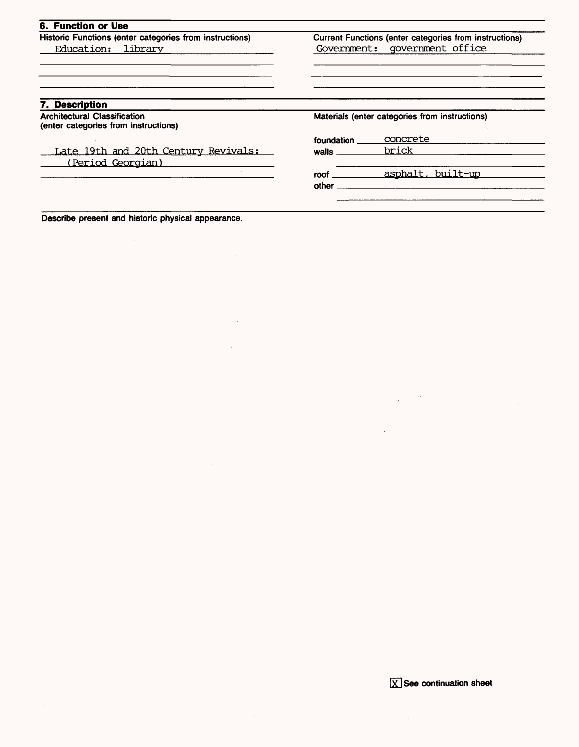## 6. Function or Use

| Historic Functions (enter categories from instructions) | Current Functions (enter categories from instructions) |
| --- | --- |
| Education: library | Government: government office |

## 7. Description

**Architectural Classification**
(enter categories from instructions)

Late 19th and 20th Century Revivals:
(Period Georgian)

**Materials** (enter categories from instructions)

foundation: concrete
walls: brick
roof: asphalt, built-up
other:

**Describe present and historic physical appearance.**

[X] See continuation sheet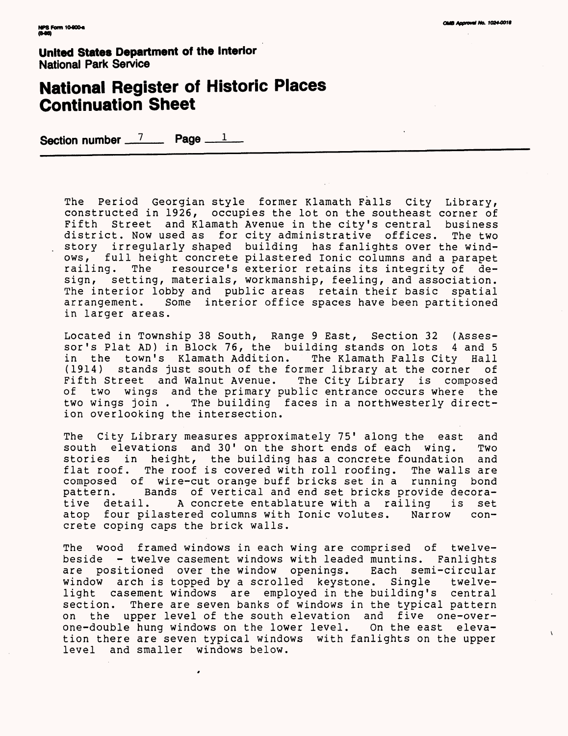**United States Department of the Interior**
National Park Service

# National Register of Historic Places Continuation Sheet

**Section number** 7 **Page** 1

The Period Georgian style former Klamath Falls City Library, constructed in 1926, occupies the lot on the southeast corner of Fifth Street and Klamath Avenue in the city's central business district. Now used as for city administrative offices. The two story irregularly shaped building has fanlights over the windows, full height concrete pilastered Ionic columns and a parapet railing. The resource's exterior retains its integrity of design, setting, materials, workmanship, feeling, and association. The interior lobby and public areas retain their basic spatial arrangement. Some interior office spaces have been partitioned in larger areas.

Located in Township 38 South, Range 9 East, Section 32 (Assessor's Plat AD) in Block 76, the building stands on lots 4 and 5 in the town's Klamath Addition. The Klamath Falls City Hall (1914) stands just south of the former library at the corner of Fifth Street and Walnut Avenue. The City Library is composed of two wings and the primary public entrance occurs where the two wings join . The building faces in a northwesterly direction overlooking the intersection.

The City Library measures approximately 75' along the east and south elevations and 30' on the short ends of each wing. Two stories in height, the building has a concrete foundation and flat roof. The roof is covered with roll roofing. The walls are composed of wire-cut orange buff bricks set in a running bond pattern. Bands of vertical and end set bricks provide decorative detail. A concrete entablature with a railing is set atop four pilastered columns with Ionic volutes. Narrow concrete coping caps the brick walls.

The wood framed windows in each wing are comprised of twelve-beside - twelve casement windows with leaded muntins. Fanlights are positioned over the window openings. Each semi-circular window arch is topped by a scrolled keystone. Single twelve-light casement windows are employed in the building's central section. There are seven banks of windows in the typical pattern on the upper level of the south elevation and five one-over-one-double hung windows on the lower level. On the east elevation there are seven typical windows with fanlights on the upper level and smaller windows below.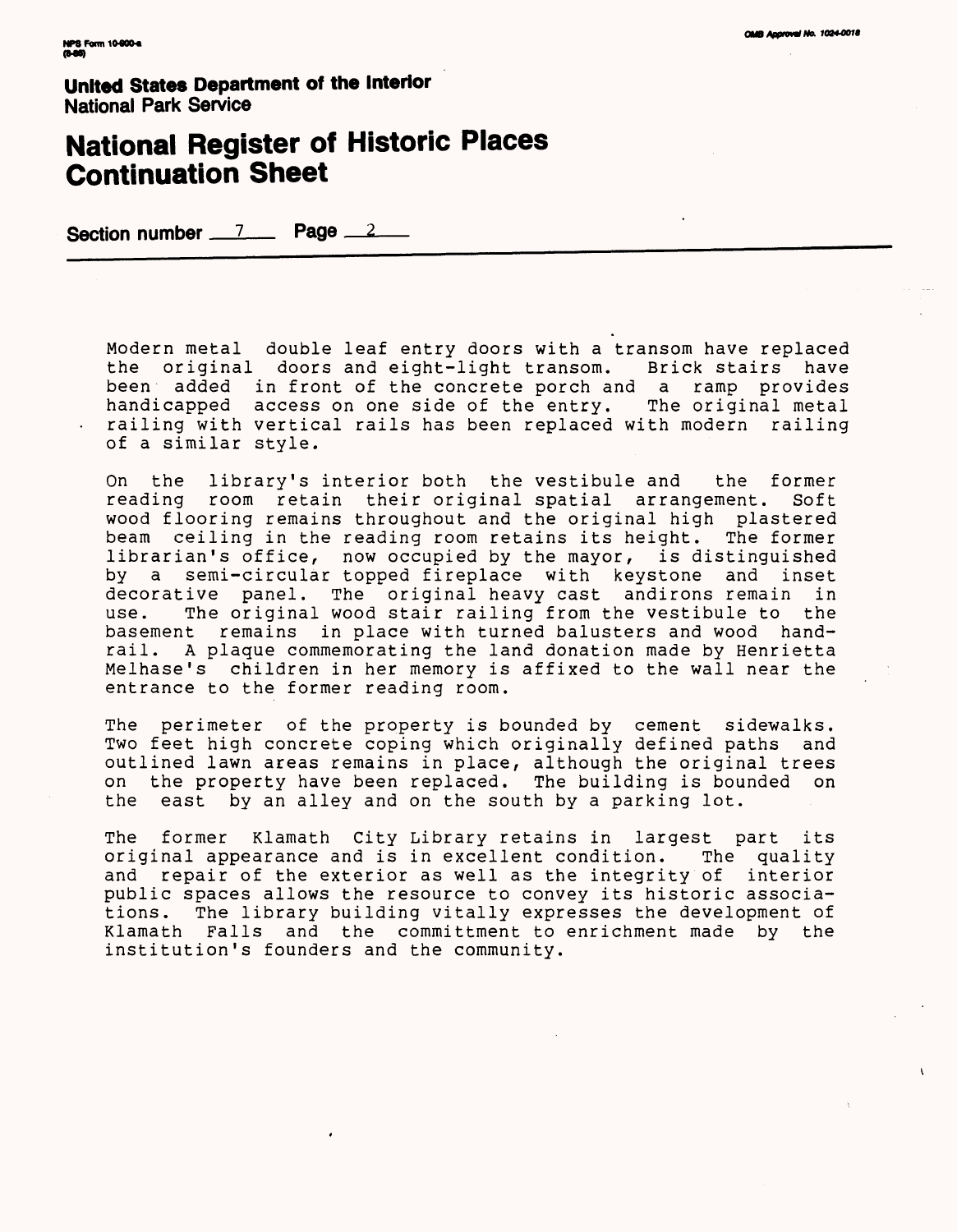**United States Department of the Interior**
**National Park Service**

# National Register of Historic Places Continuation Sheet

**Section number** 7 **Page** 2

Modern metal double leaf entry doors with a transom have replaced the original doors and eight-light transom. Brick stairs have been added in front of the concrete porch and a ramp provides handicapped access on one side of the entry. The original metal railing with vertical rails has been replaced with modern railing of a similar style.

On the library's interior both the vestibule and the former reading room retain their original spatial arrangement. Soft wood flooring remains throughout and the original high plastered beam ceiling in the reading room retains its height. The former librarian's office, now occupied by the mayor, is distinguished by a semi-circular topped fireplace with keystone and inset decorative panel. The original heavy cast andirons remain in use. The original wood stair railing from the vestibule to the basement remains in place with turned balusters and wood hand-rail. A plaque commemorating the land donation made by Henrietta Melhase's children in her memory is affixed to the wall near the entrance to the former reading room.

The perimeter of the property is bounded by cement sidewalks. Two feet high concrete coping which originally defined paths and outlined lawn areas remains in place, although the original trees on the property have been replaced. The building is bounded on the east by an alley and on the south by a parking lot.

The former Klamath City Library retains in largest part its original appearance and is in excellent condition. The quality and repair of the exterior as well as the integrity of interior public spaces allows the resource to convey its historic associations. The library building vitally expresses the development of Klamath Falls and the committment to enrichment made by the institution's founders and the community.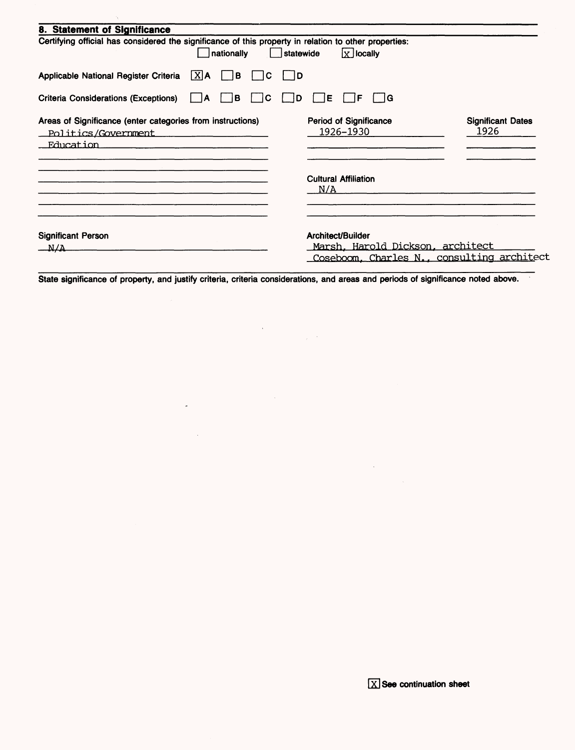## 8. Statement of Significance

Certifying official has considered the significance of this property in relation to other properties:

[ ] nationally [ ] statewide [X] locally

Applicable National Register Criteria [X] A [ ] B [ ] C [ ] D

Criteria Considerations (Exceptions) [ ] A [ ] B [ ] C [ ] D [ ] E [ ] F [ ] G

| Areas of Significance (enter categories from instructions) | Period of Significance | Significant Dates |
|---|---|---|
| Politics/Government | 1926-1930 | 1926 |
| Education | | |

**Cultural Affiliation**
N/A

**Significant Person**
N/A

**Architect/Builder**
Marsh, Harold Dickson, architect
Coseboom, Charles N., consulting architect

State significance of property, and justify criteria, criteria considerations, and areas and periods of significance noted above.

[X] See continuation sheet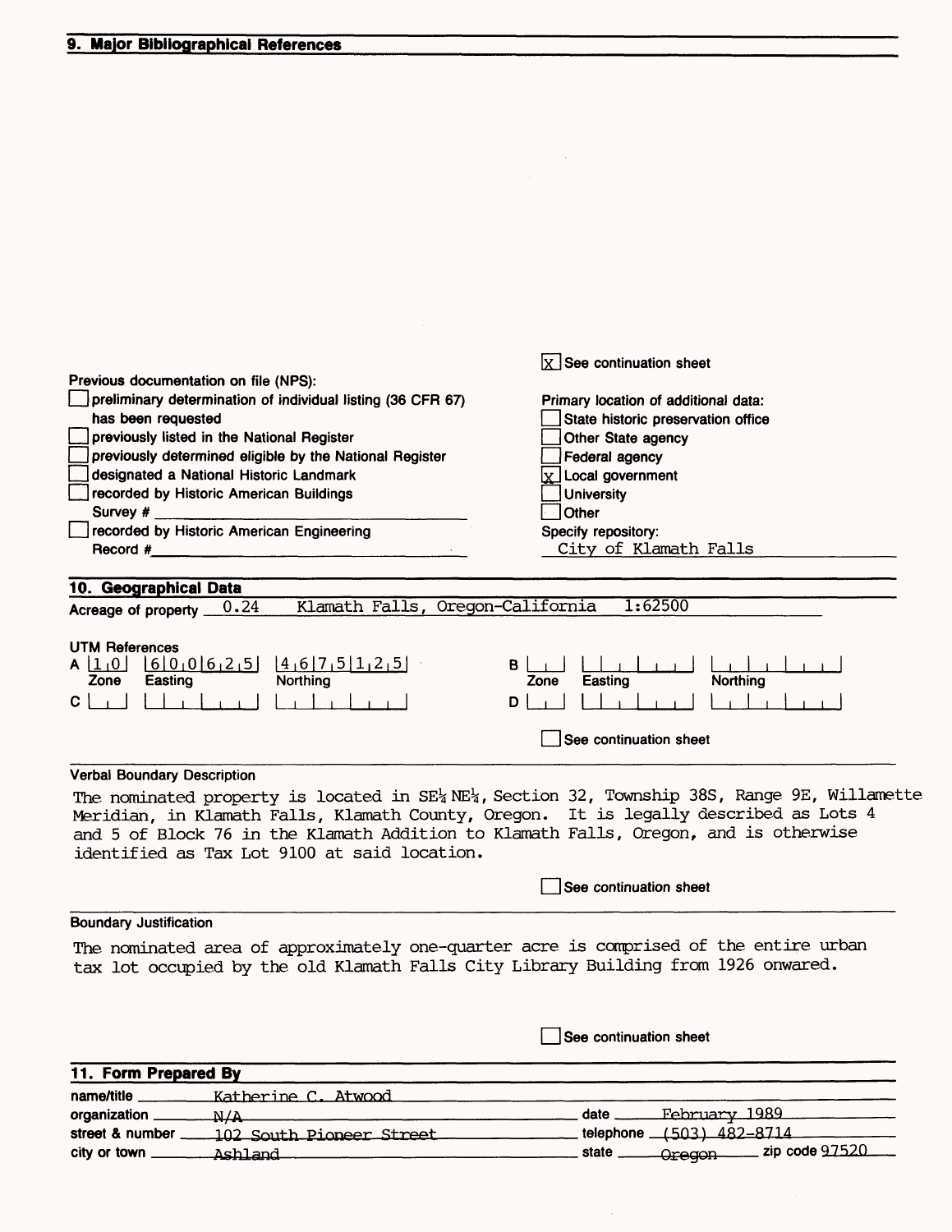## 9. Major Bibliographical References

[X] See continuation sheet

Previous documentation on file (NPS):

- [ ] preliminary determination of individual listing (36 CFR 67) has been requested
- [ ] previously listed in the National Register
- [ ] previously determined eligible by the National Register
- [ ] designated a National Historic Landmark
- [ ] recorded by Historic American Buildings Survey # ____
- [ ] recorded by Historic American Engineering Record # ____

Primary location of additional data:

- [ ] State historic preservation office
- [ ] Other State agency
- [ ] Federal agency
- [X] Local government
- [ ] University
- [ ] Other

Specify repository: City of Klamath Falls

## 10. Geographical Data

Acreage of property 0.24 Klamath Falls, Oregon-California 1:62500

UTM References

| | Zone | Easting | Northing |
|---|---|---|---|
| A | 1 0 | 6 0 0 6 2 5 | 4 6 7 5 1 2 5 |
| B | | | |
| C | | | |
| D | | | |

[ ] See continuation sheet

### Verbal Boundary Description

The nominated property is located in SE¼ NE¼, Section 32, Township 38S, Range 9E, Willamette Meridian, in Klamath Falls, Klamath County, Oregon. It is legally described as Lots 4 and 5 of Block 76 in the Klamath Addition to Klamath Falls, Oregon, and is otherwise identified as Tax Lot 9100 at said location.

[ ] See continuation sheet

### Boundary Justification

The nominated area of approximately one-quarter acre is comprised of the entire urban tax lot occupied by the old Klamath Falls City Library Building from 1926 onwared.

[ ] See continuation sheet

## 11. Form Prepared By

name/title: Katherine C. Atwood

organization: N/A — date: February 1989

street & number: 102 South Pioneer Street — telephone: (503) 482-8714

city or town: Ashland — state: Oregon — zip code 97520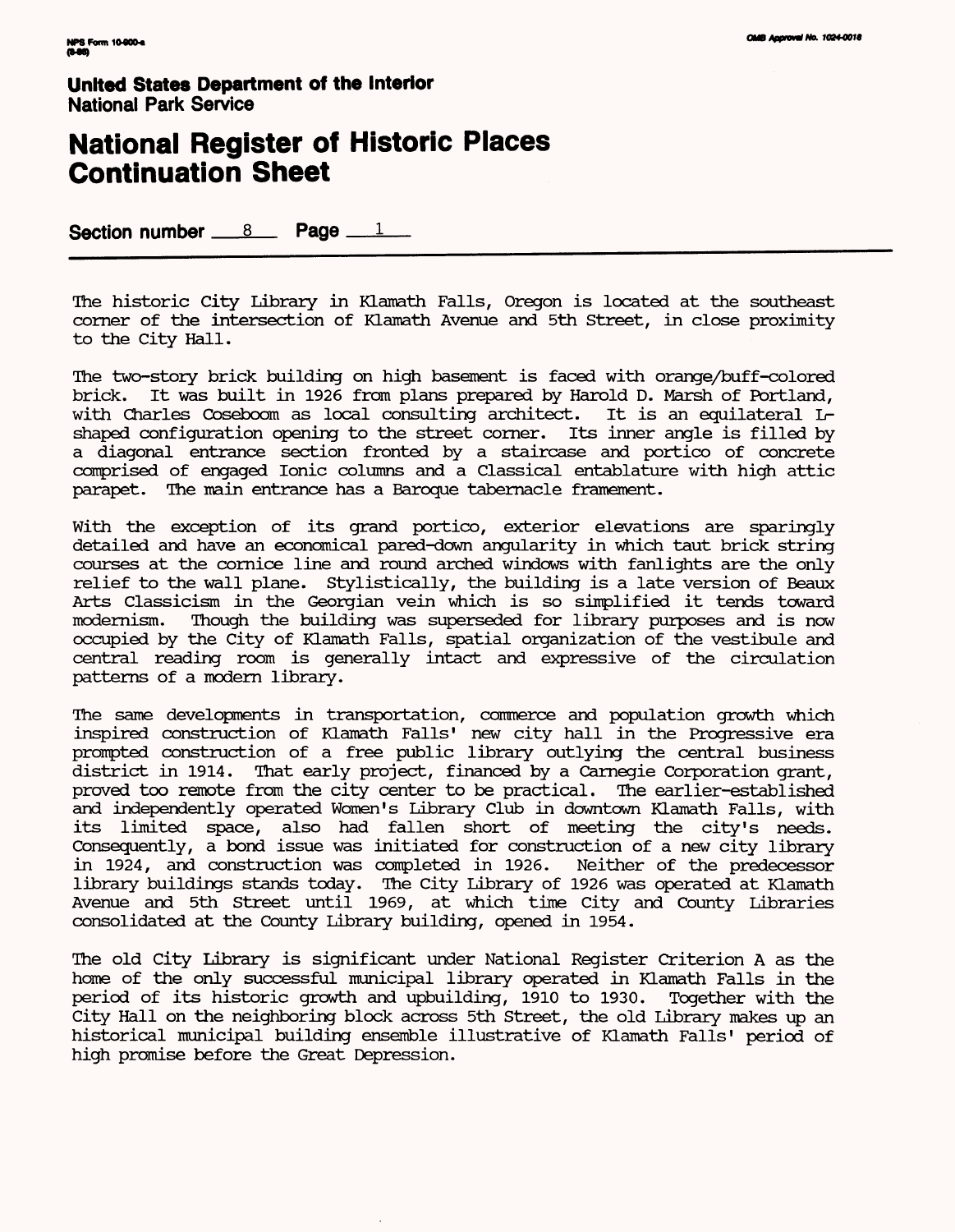**United States Department of the Interior**
**National Park Service**

# National Register of Historic Places Continuation Sheet

**Section number** 8 **Page** 1

The historic City Library in Klamath Falls, Oregon is located at the southeast corner of the intersection of Klamath Avenue and 5th Street, in close proximity to the City Hall.

The two-story brick building on high basement is faced with orange/buff-colored brick. It was built in 1926 from plans prepared by Harold D. Marsh of Portland, with Charles Coseboom as local consulting architect. It is an equilateral L-shaped configuration opening to the street corner. Its inner angle is filled by a diagonal entrance section fronted by a staircase and portico of concrete comprised of engaged Ionic columns and a Classical entablature with high attic parapet. The main entrance has a Baroque tabernacle framement.

With the exception of its grand portico, exterior elevations are sparingly detailed and have an economical pared-down angularity in which taut brick string courses at the cornice line and round arched windows with fanlights are the only relief to the wall plane. Stylistically, the building is a late version of Beaux Arts Classicism in the Georgian vein which is so simplified it tends toward modernism. Though the building was superseded for library purposes and is now occupied by the City of Klamath Falls, spatial organization of the vestibule and central reading room is generally intact and expressive of the circulation patterns of a modern library.

The same developments in transportation, commerce and population growth which inspired construction of Klamath Falls' new city hall in the Progressive era prompted construction of a free public library outlying the central business district in 1914. That early project, financed by a Carnegie Corporation grant, proved too remote from the city center to be practical. The earlier-established and independently operated Women's Library Club in downtown Klamath Falls, with its limited space, also had fallen short of meeting the city's needs. Consequently, a bond issue was initiated for construction of a new city library in 1924, and construction was completed in 1926. Neither of the predecessor library buildings stands today. The City Library of 1926 was operated at Klamath Avenue and 5th Street until 1969, at which time City and County Libraries consolidated at the County Library building, opened in 1954.

The old City Library is significant under National Register Criterion A as the home of the only successful municipal library operated in Klamath Falls in the period of its historic growth and upbuilding, 1910 to 1930. Together with the City Hall on the neighboring block across 5th Street, the old Library makes up an historical municipal building ensemble illustrative of Klamath Falls' period of high promise before the Great Depression.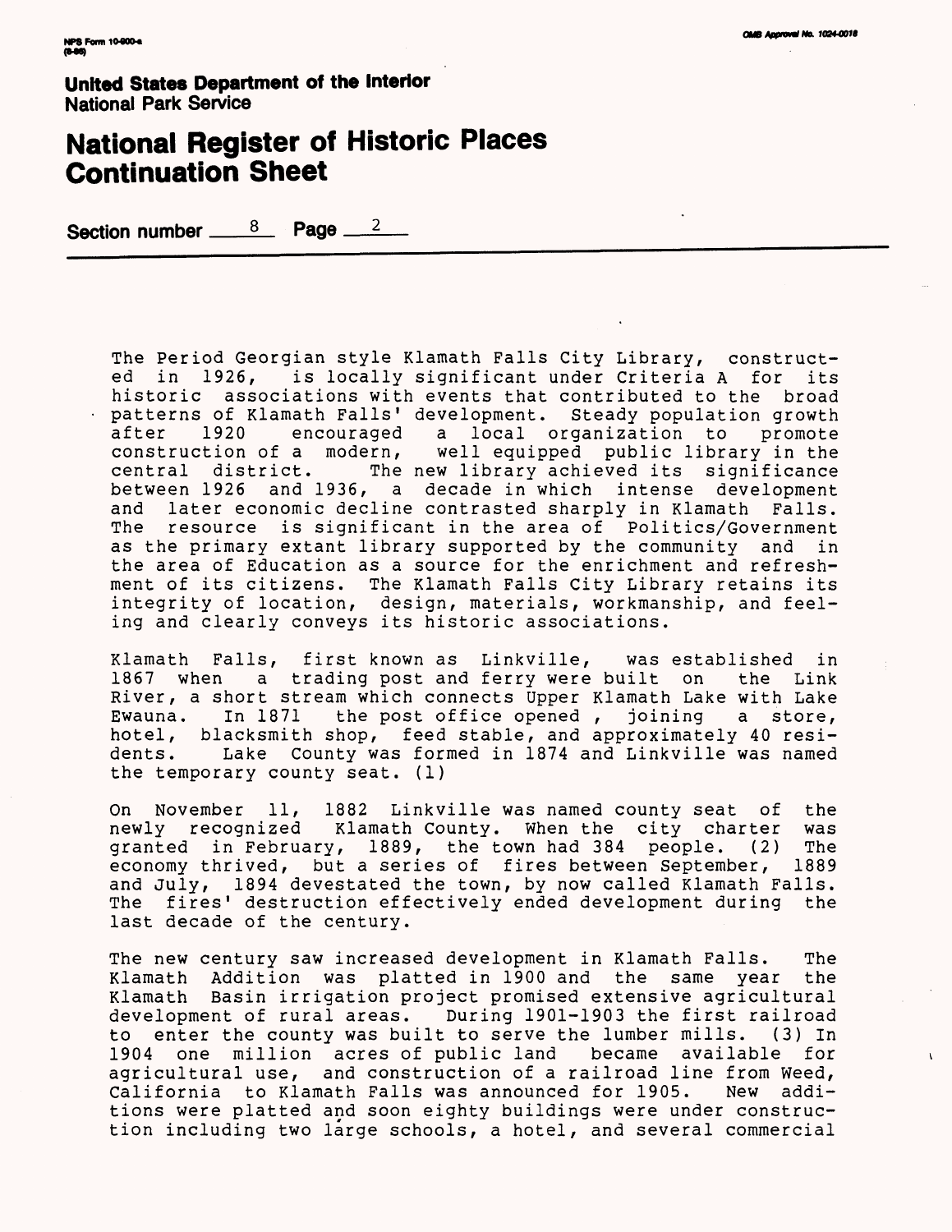The Period Georgian style Klamath Falls City Library, constructed in 1926, is locally significant under Criteria A for its historic associations with events that contributed to the broad patterns of Klamath Falls' development. Steady population growth after 1920 encouraged a local organization to promote construction of a modern, well equipped public library in the central district. The new library achieved its significance between 1926 and 1936, a decade in which intense development and later economic decline contrasted sharply in Klamath Falls. The resource is significant in the area of Politics/Government as the primary extant library supported by the community and in the area of Education as a source for the enrichment and refreshment of its citizens. The Klamath Falls City Library retains its integrity of location, design, materials, workmanship, and feeling and clearly conveys its historic associations.

Klamath Falls, first known as Linkville, was established in 1867 when a trading post and ferry were built on the Link River, a short stream which connects Upper Klamath Lake with Lake Ewauna. In 1871 the post office opened , joining a store, hotel, blacksmith shop, feed stable, and approximately 40 residents. Lake County was formed in 1874 and Linkville was named the temporary county seat. (1)

On November 11, 1882 Linkville was named county seat of the newly recognized Klamath County. When the city charter was granted in February, 1889, the town had 384 people. (2) The economy thrived, but a series of fires between September, 1889 and July, 1894 devestated the town, by now called Klamath Falls. The fires' destruction effectively ended development during the last decade of the century.

The new century saw increased development in Klamath Falls. The Klamath Addition was platted in 1900 and the same year the Klamath Basin irrigation project promised extensive agricultural development of rural areas. During 1901-1903 the first railroad to enter the county was built to serve the lumber mills. (3) In 1904 one million acres of public land became available for agricultural use, and construction of a railroad line from Weed, California to Klamath Falls was announced for 1905. New additions were platted and soon eighty buildings were under construction including two large schools, a hotel, and several commercial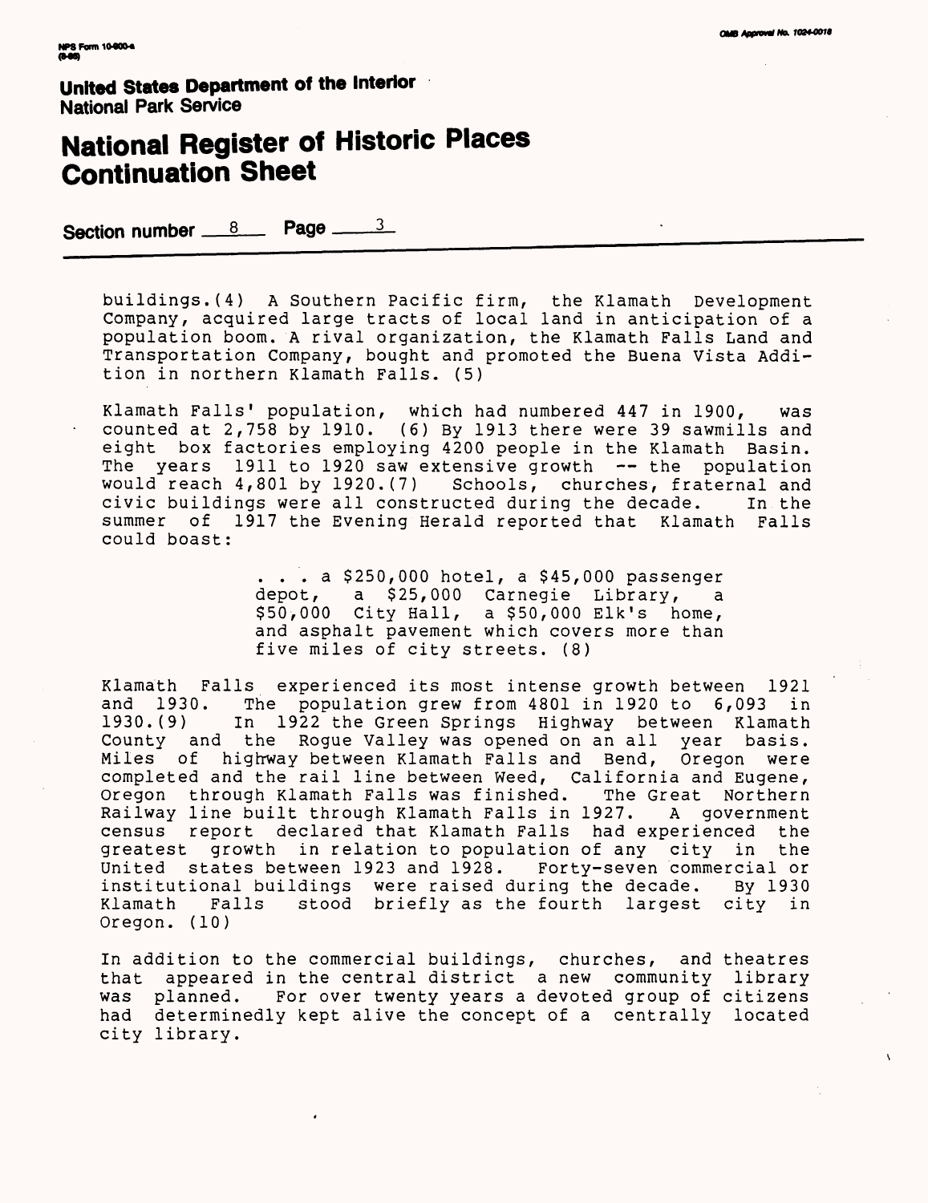buildings.(4) A Southern Pacific firm, the Klamath Development Company, acquired large tracts of local land in anticipation of a population boom. A rival organization, the Klamath Falls Land and Transportation Company, bought and promoted the Buena Vista Addition in northern Klamath Falls. (5)

Klamath Falls' population, which had numbered 447 in 1900, was counted at 2,758 by 1910. (6) By 1913 there were 39 sawmills and eight box factories employing 4200 people in the Klamath Basin. The years 1911 to 1920 saw extensive growth -- the population would reach 4,801 by 1920.(7) Schools, churches, fraternal and civic buildings were all constructed during the decade. In the summer of 1917 the Evening Herald reported that Klamath Falls could boast:

> . . . a $250,000 hotel, a $45,000 passenger depot, a $25,000 Carnegie Library, a $50,000 City Hall, a $50,000 Elk's home, and asphalt pavement which covers more than five miles of city streets. (8)

Klamath Falls experienced its most intense growth between 1921 and 1930. The population grew from 4801 in 1920 to 6,093 in 1930.(9) In 1922 the Green Springs Highway between Klamath County and the Rogue Valley was opened on an all year basis. Miles of highway between Klamath Falls and Bend, Oregon were completed and the rail line between Weed, California and Eugene, Oregon through Klamath Falls was finished. The Great Northern Railway line built through Klamath Falls in 1927. A government census report declared that Klamath Falls had experienced the greatest growth in relation to population of any city in the United states between 1923 and 1928. Forty-seven commercial or institutional buildings were raised during the decade. By 1930 Klamath Falls stood briefly as the fourth largest city in Oregon. (10)

In addition to the commercial buildings, churches, and theatres that appeared in the central district a new community library was planned. For over twenty years a devoted group of citizens had determinedly kept alive the concept of a centrally located city library.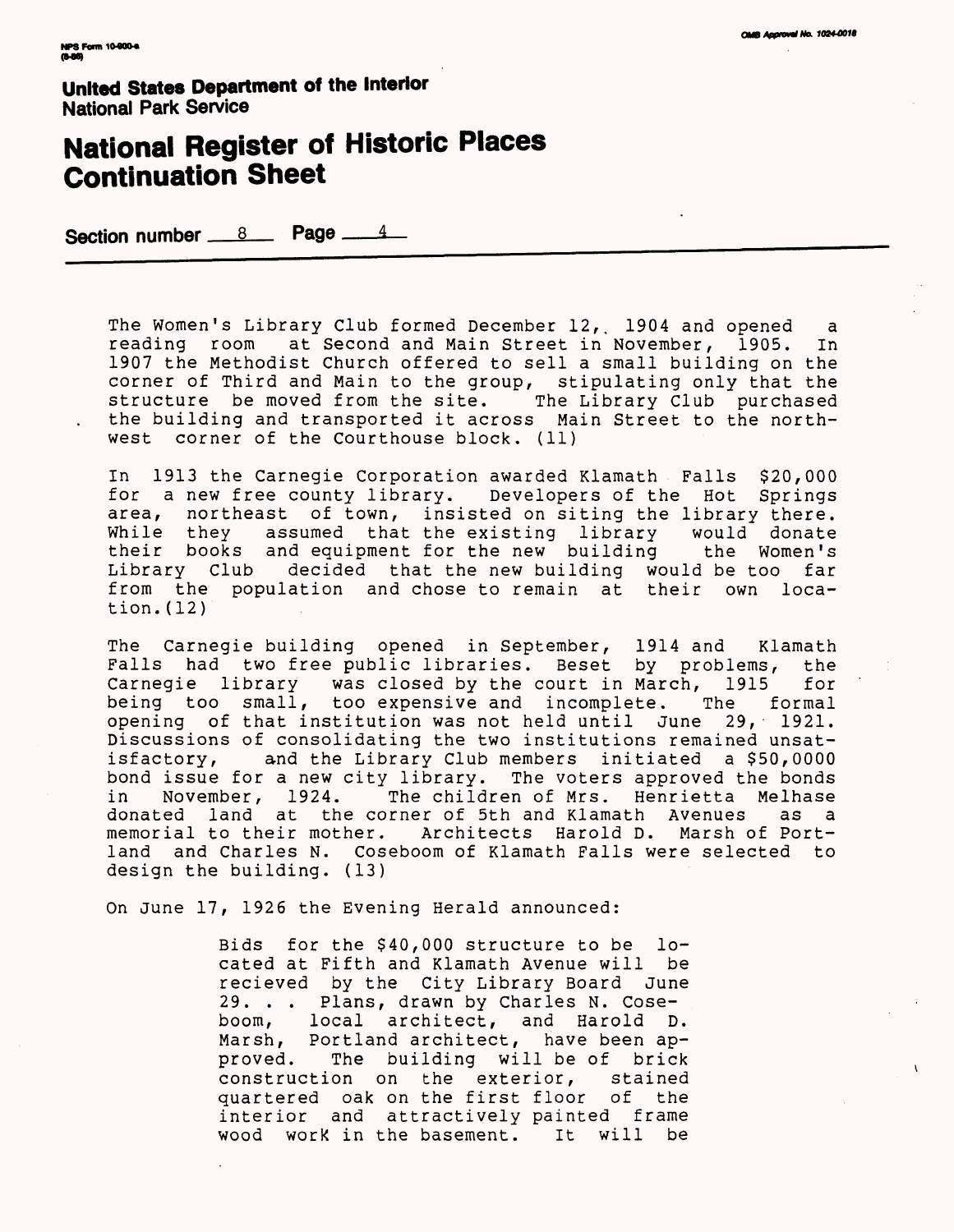**United States Department of the Interior**
**National Park Service**

# National Register of Historic Places Continuation Sheet

**Section number** 8 **Page** 4

The Women's Library Club formed December 12, 1904 and opened a reading room at Second and Main Street in November, 1905. In 1907 the Methodist Church offered to sell a small building on the corner of Third and Main to the group, stipulating only that the structure be moved from the site. The Library Club purchased the building and transported it across Main Street to the northwest corner of the Courthouse block. (11)

In 1913 the Carnegie Corporation awarded Klamath Falls $20,000 for a new free county library. Developers of the Hot Springs area, northeast of town, insisted on siting the library there. While they assumed that the existing library would donate their books and equipment for the new building the Women's Library Club decided that the new building would be too far from the population and chose to remain at their own location.(12)

The Carnegie building opened in September, 1914 and Klamath Falls had two free public libraries. Beset by problems, the Carnegie library was closed by the court in March, 1915 for being too small, too expensive and incomplete. The formal opening of that institution was not held until June 29, 1921. Discussions of consolidating the two institutions remained unsatisfactory, and the Library Club members initiated a $50,0000 bond issue for a new city library. The voters approved the bonds in November, 1924. The children of Mrs. Henrietta Melhase donated land at the corner of 5th and Klamath Avenues as a memorial to their mother. Architects Harold D. Marsh of Portland and Charles N. Coseboom of Klamath Falls were selected to design the building. (13)

On June 17, 1926 the Evening Herald announced:

> Bids for the $40,000 structure to be located at Fifth and Klamath Avenue will be recieved by the City Library Board June 29. . . Plans, drawn by Charles N. Coseboom, local architect, and Harold D. Marsh, Portland architect, have been approved. The building will be of brick construction on the exterior, stained quartered oak on the first floor of the interior and attractively painted frame wood work in the basement. It will be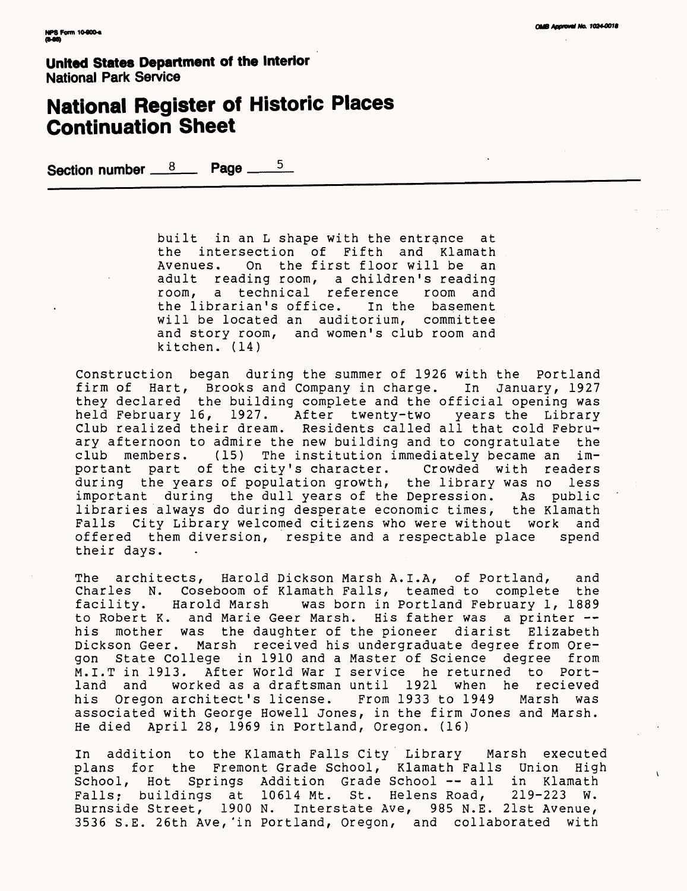built in an L shape with the entrance at the intersection of Fifth and Klamath Avenues. On the first floor will be an adult reading room, a children's reading room, a technical reference room and the librarian's office. In the basement will be located an auditorium, committee and story room, and women's club room and kitchen. (14)

Construction began during the summer of 1926 with the Portland firm of Hart, Brooks and Company in charge. In January, 1927 they declared the building complete and the official opening was held February 16, 1927. After twenty-two years the Library Club realized their dream. Residents called all that cold February afternoon to admire the new building and to congratulate the club members. (15) The institution immediately became an important part of the city's character. Crowded with readers during the years of population growth, the library was no less important during the dull years of the Depression. As public libraries always do during desperate economic times, the Klamath Falls City Library welcomed citizens who were without work and offered them diversion, respite and a respectable place spend their days.

The architects, Harold Dickson Marsh A.I.A, of Portland, and Charles N. Coseboom of Klamath Falls, teamed to complete the facility. Harold Marsh was born in Portland February 1, 1889 to Robert K. and Marie Geer Marsh. His father was a printer -- his mother was the daughter of the pioneer diarist Elizabeth Dickson Geer. Marsh received his undergraduate degree from Oregon State College in 1910 and a Master of Science degree from M.I.T in 1913. After World War I service he returned to Portland and worked as a draftsman until 1921 when he recieved his Oregon architect's license. From 1933 to 1949 Marsh was associated with George Howell Jones, in the firm Jones and Marsh. He died April 28, 1969 in Portland, Oregon. (16)

In addition to the Klamath Falls City Library Marsh executed plans for the Fremont Grade School, Klamath Falls Union High School, Hot Springs Addition Grade School -- all in Klamath Falls; buildings at 10614 Mt. St. Helens Road, 219-223 W. Burnside Street, 1900 N. Interstate Ave, 985 N.E. 21st Avenue, 3536 S.E. 26th Ave, in Portland, Oregon, and collaborated with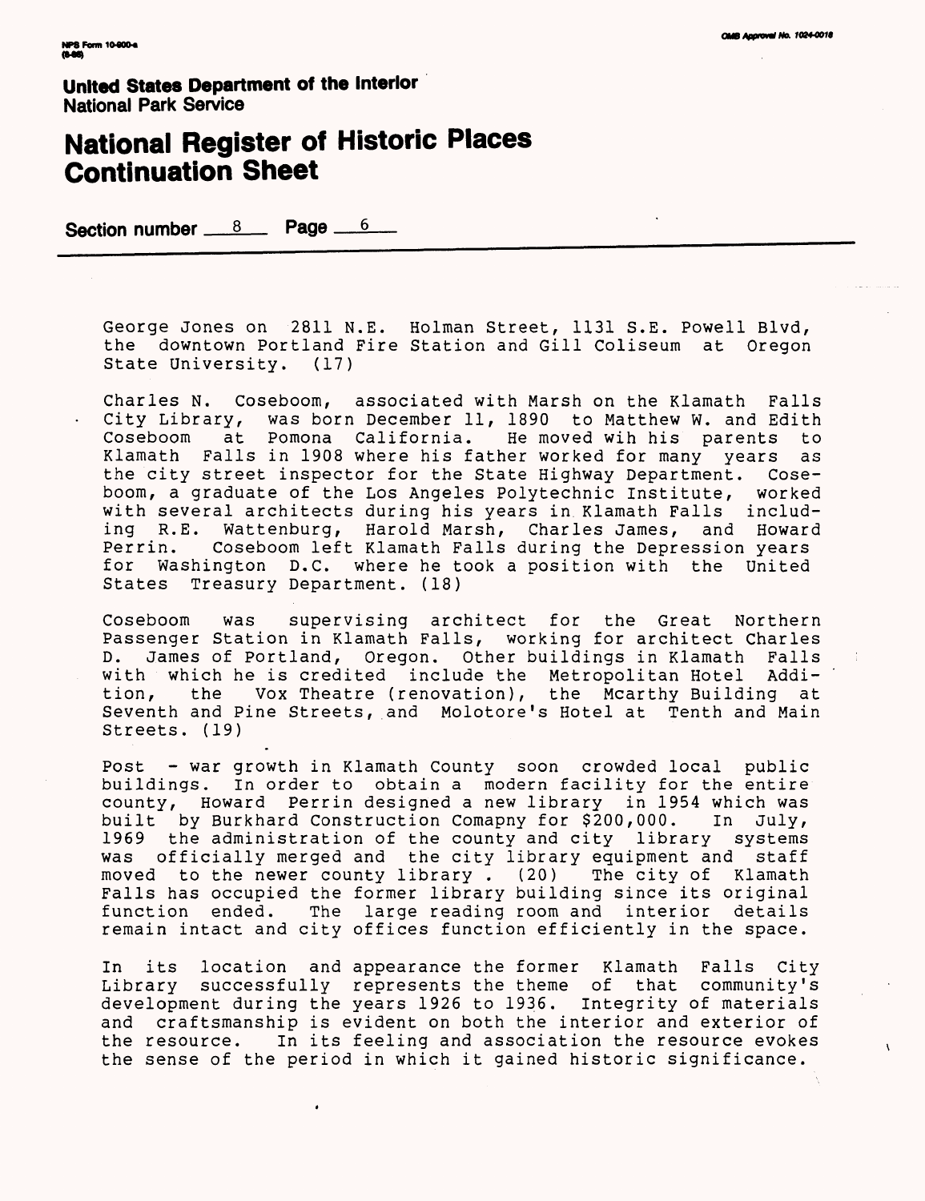**United States Department of the Interior**
**National Park Service**

# National Register of Historic Places Continuation Sheet

**Section number** 8 **Page** 6

George Jones on 2811 N.E. Holman Street, 1131 S.E. Powell Blvd, the downtown Portland Fire Station and Gill Coliseum at Oregon State University. (17)

Charles N. Coseboom, associated with Marsh on the Klamath Falls City Library, was born December 11, 1890 to Matthew W. and Edith Coseboom at Pomona California. He moved wih his parents to Klamath Falls in 1908 where his father worked for many years as the city street inspector for the State Highway Department. Coseboom, a graduate of the Los Angeles Polytechnic Institute, worked with several architects during his years in Klamath Falls including R.E. Wattenburg, Harold Marsh, Charles James, and Howard Perrin. Coseboom left Klamath Falls during the Depression years for Washington D.C. where he took a position with the United States Treasury Department. (18)

Coseboom was supervising architect for the Great Northern Passenger Station in Klamath Falls, working for architect Charles D. James of Portland, Oregon. Other buildings in Klamath Falls with which he is credited include the Metropolitan Hotel Addition, the Vox Theatre (renovation), the Mcarthy Building at Seventh and Pine Streets, and Molotore's Hotel at Tenth and Main Streets. (19)

Post - war growth in Klamath County soon crowded local public buildings. In order to obtain a modern facility for the entire county, Howard Perrin designed a new library in 1954 which was built by Burkhard Construction Comapny for $200,000. In July, 1969 the administration of the county and city library systems was officially merged and the city library equipment and staff moved to the newer county library . (20) The city of Klamath Falls has occupied the former library building since its original function ended. The large reading room and interior details remain intact and city offices function efficiently in the space.

In its location and appearance the former Klamath Falls City Library successfully represents the theme of that community's development during the years 1926 to 1936. Integrity of materials and craftsmanship is evident on both the interior and exterior of the resource. In its feeling and association the resource evokes the sense of the period in which it gained historic significance.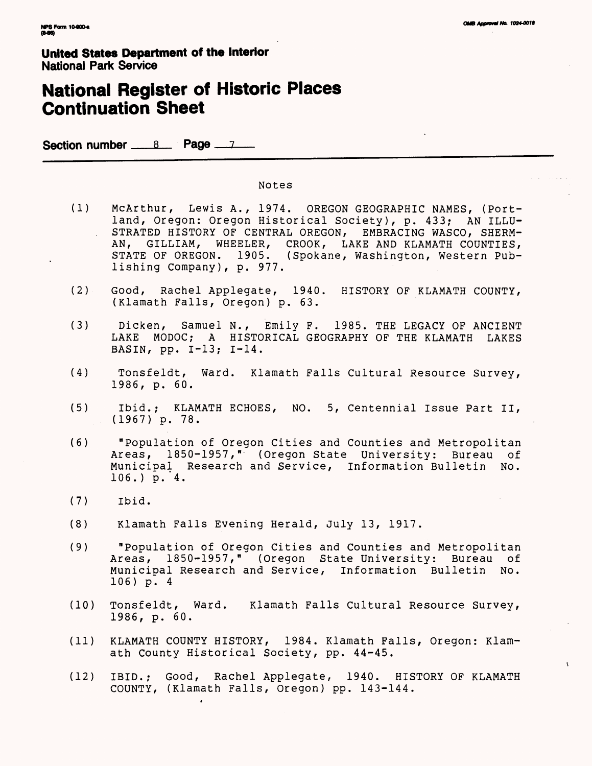**United States Department of the Interior**
**National Park Service**

# National Register of Historic Places Continuation Sheet

**Section number** 8 **Page** 7

Notes

(1) McArthur, Lewis A., 1974. OREGON GEOGRAPHIC NAMES, (Portland, Oregon: Oregon Historical Society), p. 433; AN ILLUSTRATED HISTORY OF CENTRAL OREGON, EMBRACING WASCO, SHERMAN, GILLIAM, WHEELER, CROOK, LAKE AND KLAMATH COUNTIES, STATE OF OREGON. 1905. (Spokane, Washington, Western Publishing Company), p. 977.

(2) Good, Rachel Applegate, 1940. HISTORY OF KLAMATH COUNTY, (Klamath Falls, Oregon) p. 63.

(3) Dicken, Samuel N., Emily F. 1985. THE LEGACY OF ANCIENT LAKE MODOC; A HISTORICAL GEOGRAPHY OF THE KLAMATH LAKES BASIN, pp. I-13; I-14.

(4) Tonsfeldt, Ward. Klamath Falls Cultural Resource Survey, 1986, p. 60.

(5) Ibid.; KLAMATH ECHOES, NO. 5, Centennial Issue Part II, (1967) p. 78.

(6) "Population of Oregon Cities and Counties and Metropolitan Areas, 1850-1957," (Oregon State University: Bureau of Municipal Research and Service, Information Bulletin No. 106.) p. 4.

(7) Ibid.

(8) Klamath Falls Evening Herald, July 13, 1917.

(9) "Population of Oregon Cities and Counties and Metropolitan Areas, 1850-1957," (Oregon State University: Bureau of Municipal Research and Service, Information Bulletin No. 106) p. 4

(10) Tonsfeldt, Ward. Klamath Falls Cultural Resource Survey, 1986, p. 60.

(11) KLAMATH COUNTY HISTORY, 1984. Klamath Falls, Oregon: Klamath County Historical Society, pp. 44-45.

(12) IBID.; Good, Rachel Applegate, 1940. HISTORY OF KLAMATH COUNTY, (Klamath Falls, Oregon) pp. 143-144.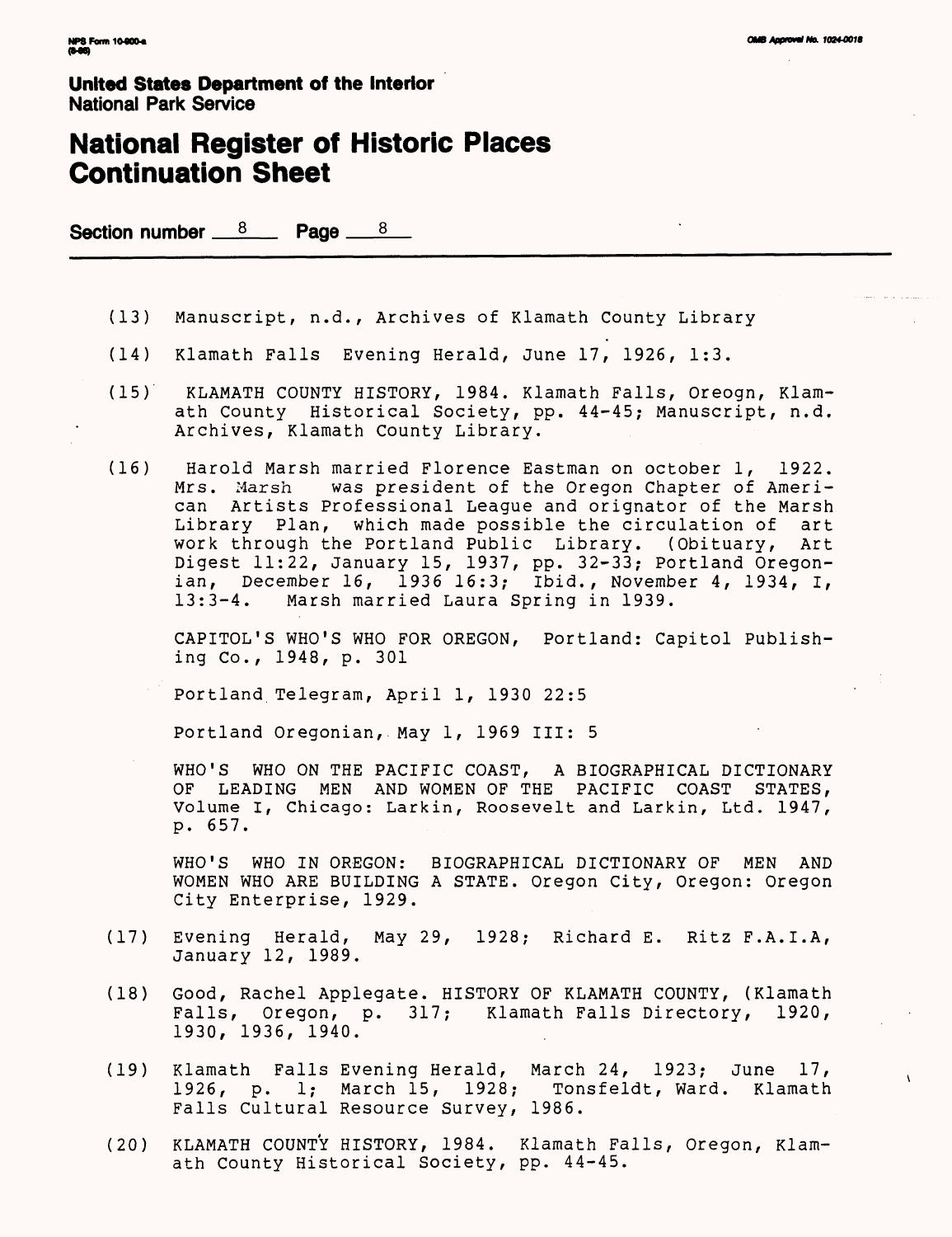United States Department of the Interior
National Park Service

# National Register of Historic Places Continuation Sheet

Section number 8 Page 8

(13) Manuscript, n.d., Archives of Klamath County Library

(14) Klamath Falls Evening Herald, June 17, 1926, 1:3.

(15) KLAMATH COUNTY HISTORY, 1984. Klamath Falls, Oreogn, Klamath County Historical Society, pp. 44-45; Manuscript, n.d. Archives, Klamath County Library.

(16) Harold Marsh married Florence Eastman on october 1, 1922. Mrs. Marsh was president of the Oregon Chapter of American Artists Professional League and orignator of the Marsh Library Plan, which made possible the circulation of art work through the Portland Public Library. (Obituary, Art Digest 11:22, January 15, 1937, pp. 32-33; Portland Oregonian, December 16, 1936 16:3; Ibid., November 4, 1934, I, 13:3-4. Marsh married Laura Spring in 1939.

CAPITOL'S WHO'S WHO FOR OREGON, Portland: Capitol Publishing Co., 1948, p. 301

Portland Telegram, April 1, 1930 22:5

Portland Oregonian, May 1, 1969 III: 5

WHO'S WHO ON THE PACIFIC COAST, A BIOGRAPHICAL DICTIONARY OF LEADING MEN AND WOMEN OF THE PACIFIC COAST STATES, Volume I, Chicago: Larkin, Roosevelt and Larkin, Ltd. 1947, p. 657.

WHO'S WHO IN OREGON: BIOGRAPHICAL DICTIONARY OF MEN AND WOMEN WHO ARE BUILDING A STATE. Oregon City, Oregon: Oregon City Enterprise, 1929.

(17) Evening Herald, May 29, 1928; Richard E. Ritz F.A.I.A, January 12, 1989.

(18) Good, Rachel Applegate. HISTORY OF KLAMATH COUNTY, (Klamath Falls, Oregon, p. 317; Klamath Falls Directory, 1920, 1930, 1936, 1940.

(19) Klamath Falls Evening Herald, March 24, 1923; June 17, 1926, p. 1; March 15, 1928; Tonsfeldt, Ward. Klamath Falls Cultural Resource Survey, 1986.

(20) KLAMATH COUNTY HISTORY, 1984. Klamath Falls, Oregon, Klamath County Historical Society, pp. 44-45.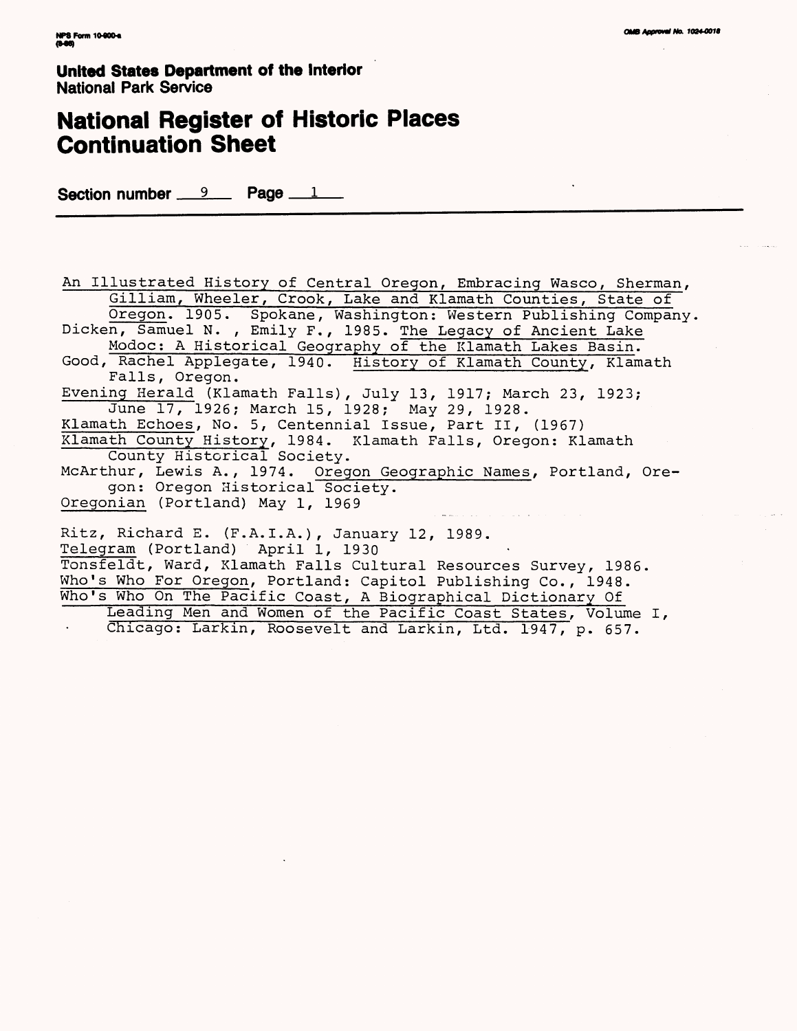**United States Department of the Interior**
**National Park Service**

# National Register of Historic Places Continuation Sheet

**Section number** 9 **Page** 1

<u>An Illustrated History of Central Oregon, Embracing Wasco, Sherman, Gilliam, Wheeler, Crook, Lake and Klamath Counties, State of Oregon</u>. 1905. Spokane, Washington: Western Publishing Company.

Dicken, Samuel N. , Emily F., 1985. <u>The Legacy of Ancient Lake Modoc: A Historical Geography of the Klamath Lakes Basin</u>.

Good, Rachel Applegate, 1940. <u>History of Klamath County</u>, Klamath Falls, Oregon.

<u>Evening Herald</u> (Klamath Falls), July 13, 1917; March 23, 1923; June 17, 1926; March 15, 1928; May 29, 1928.

<u>Klamath Echoes</u>, No. 5, Centennial Issue, Part II, (1967)

<u>Klamath County History</u>, 1984. Klamath Falls, Oregon: Klamath County Historical Society.

McArthur, Lewis A., 1974. <u>Oregon Geographic Names</u>, Portland, Oregon: Oregon Historical Society.

<u>Oregonian</u> (Portland) May 1, 1969

Ritz, Richard E. (F.A.I.A.), January 12, 1989.

<u>Telegram</u> (Portland) April 1, 1930

Tonsfeldt, Ward, Klamath Falls Cultural Resources Survey, 1986.

<u>Who's Who For Oregon</u>, Portland: Capitol Publishing Co., 1948.

<u>Who's Who On The Pacific Coast, A Biographical Dictionary Of Leading Men and Women of the Pacific Coast States</u>, Volume I, Chicago: Larkin, Roosevelt and Larkin, Ltd. 1947, p. 657.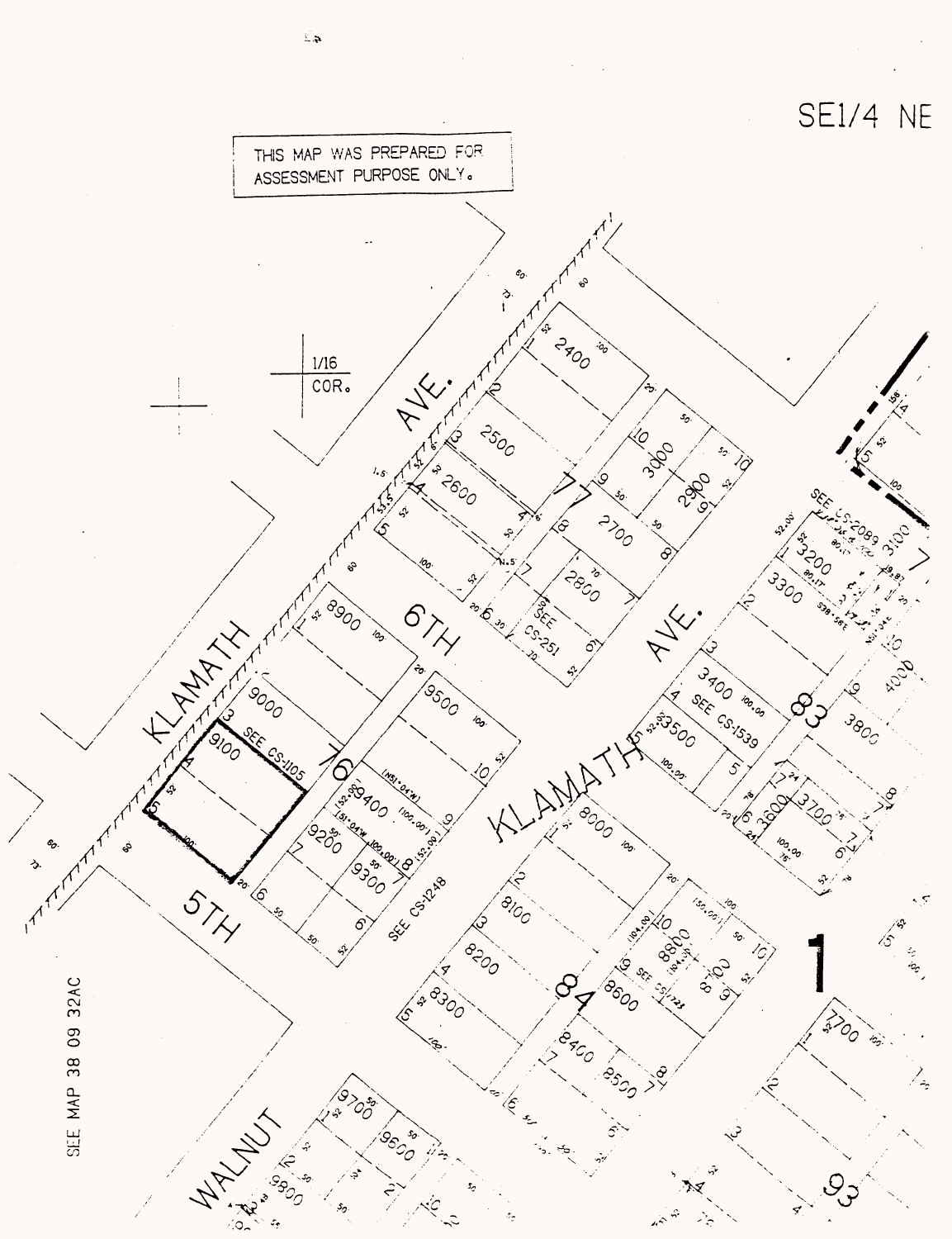SE1/4 NE

THIS MAP WAS PREPARED FOR ASSESSMENT PURPOSE ONLY.

1/16 COR.

KLAMATH AVE.

6TH

KLAMATH AVE.

5TH

WALNUT

76

77

83

84

93

1

2400

2500

2600

3000

2900

2700

2800

8900

9000

9100

9500

9400

9200

9300

3100

3200

3300

3400

3500

3600

3700

3800

4000

8000

8100

8200

8300

8400

8500

8600

8700

8800

7700

9700

9600

9800

SEE CS-251

SEE CS-1105

SEE CS-1248

SEE CS-1539

SEE CS-2089

SEE CS-1723

SEE MAP 38 09 32AC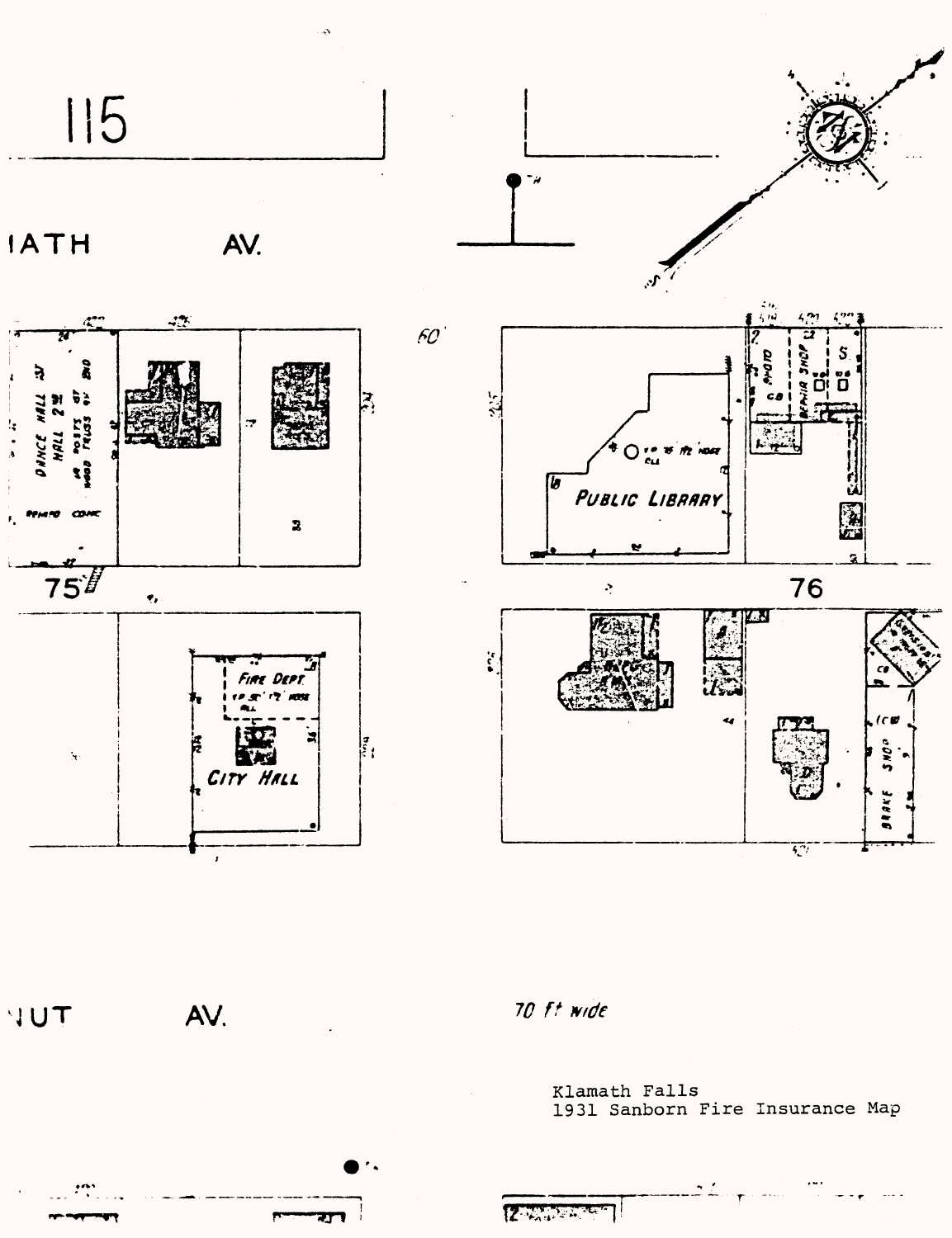115

IATH AV.

60'

DANCE HALL 3D

HALL 2D

PUBLIC LIBRARY

PHOTO

REPAIR SHOP

75

76

FIRE DEPT.

CITY HALL

BRAKE SHOP

NUT AV.

70 ft wide

Klamath Falls
1931 Sanborn Fire Insurance Map